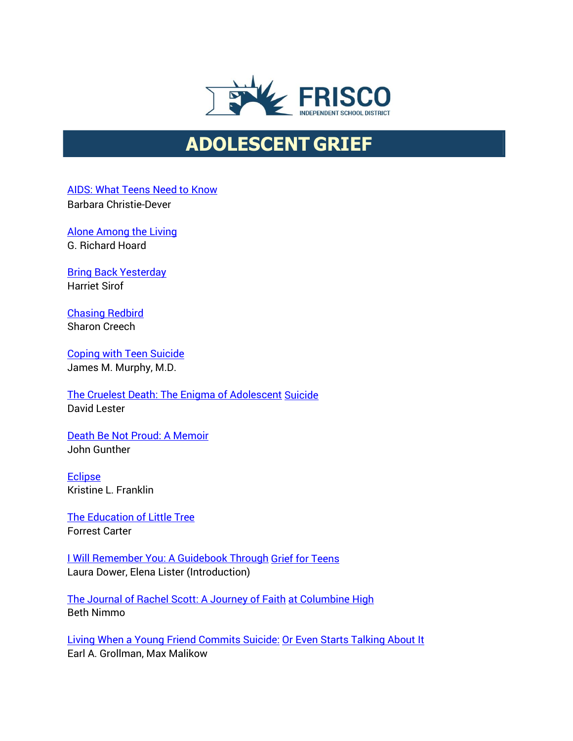FRISCO
INDEPENDENT SCHOOL DISTRICT

# ADOLESCENT GRIEF

AIDS: What Teens Need to Know
Barbara Christie-Dever

Alone Among the Living
G. Richard Hoard

Bring Back Yesterday
Harriet Sirof

Chasing Redbird
Sharon Creech

Coping with Teen Suicide
James M. Murphy, M.D.

The Cruelest Death: The Enigma of Adolescent Suicide
David Lester

Death Be Not Proud: A Memoir
John Gunther

Eclipse
Kristine L. Franklin

The Education of Little Tree
Forrest Carter

I Will Remember You: A Guidebook Through Grief for Teens
Laura Dower, Elena Lister (Introduction)

The Journal of Rachel Scott: A Journey of Faith at Columbine High
Beth Nimmo

Living When a Young Friend Commits Suicide: Or Even Starts Talking About It
Earl A. Grollman, Max Malikow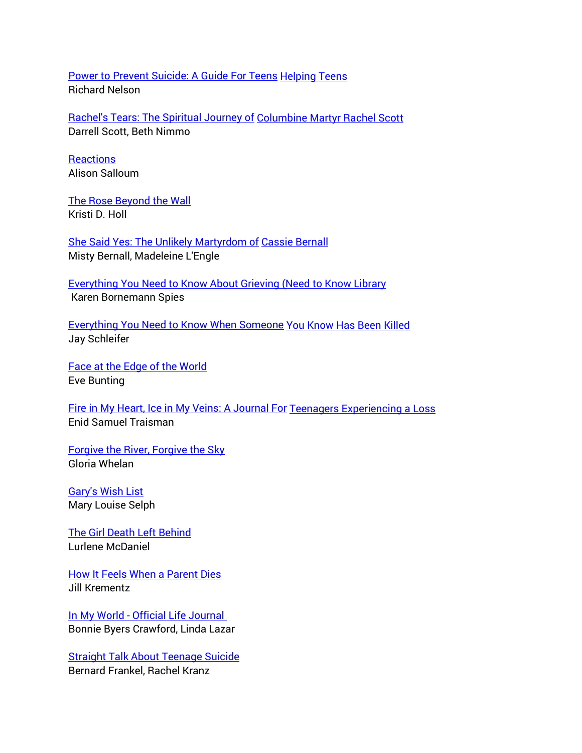Power to Prevent Suicide: A Guide For Teens Helping Teens
Richard Nelson

Rachel's Tears: The Spiritual Journey of Columbine Martyr Rachel Scott
Darrell Scott, Beth Nimmo

Reactions
Alison Salloum

The Rose Beyond the Wall
Kristi D. Holl

She Said Yes: The Unlikely Martyrdom of Cassie Bernall
Misty Bernall, Madeleine L'Engle

Everything You Need to Know About Grieving (Need to Know Library
Karen Bornemann Spies

Everything You Need to Know When Someone You Know Has Been Killed
Jay Schleifer

Face at the Edge of the World
Eve Bunting

Fire in My Heart, Ice in My Veins: A Journal For Teenagers Experiencing a Loss
Enid Samuel Traisman

Forgive the River, Forgive the Sky
Gloria Whelan

Gary's Wish List
Mary Louise Selph

The Girl Death Left Behind
Lurlene McDaniel

How It Feels When a Parent Dies
Jill Krementz

In My World - Official Life Journal
Bonnie Byers Crawford, Linda Lazar

Straight Talk About Teenage Suicide
Bernard Frankel, Rachel Kranz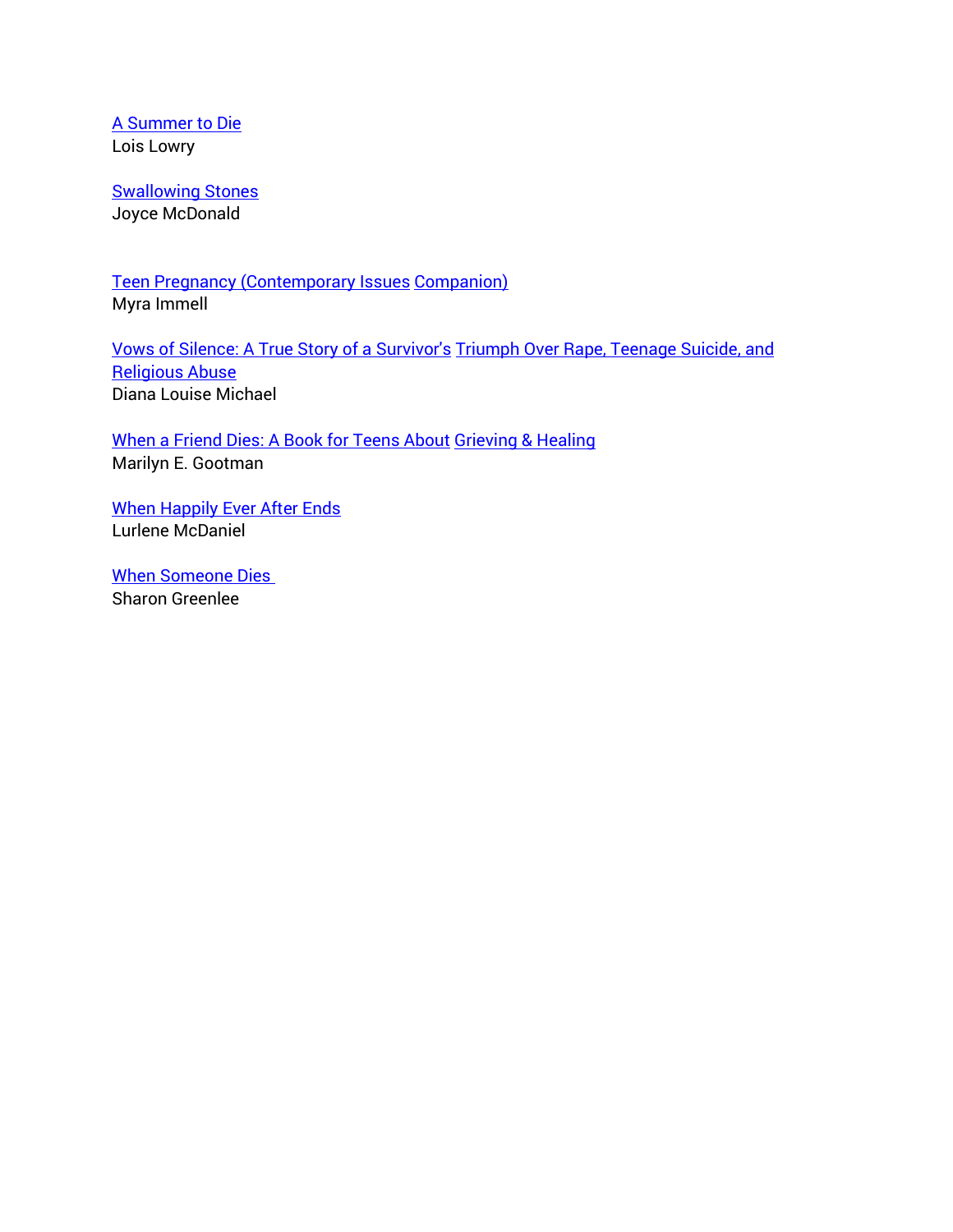A Summer to Die
Lois Lowry

Swallowing Stones
Joyce McDonald

Teen Pregnancy (Contemporary Issues Companion)
Myra Immell

Vows of Silence: A True Story of a Survivor's Triumph Over Rape, Teenage Suicide, and Religious Abuse
Diana Louise Michael

When a Friend Dies: A Book for Teens About Grieving & Healing
Marilyn E. Gootman

When Happily Ever After Ends
Lurlene McDaniel

When Someone Dies
Sharon Greenlee